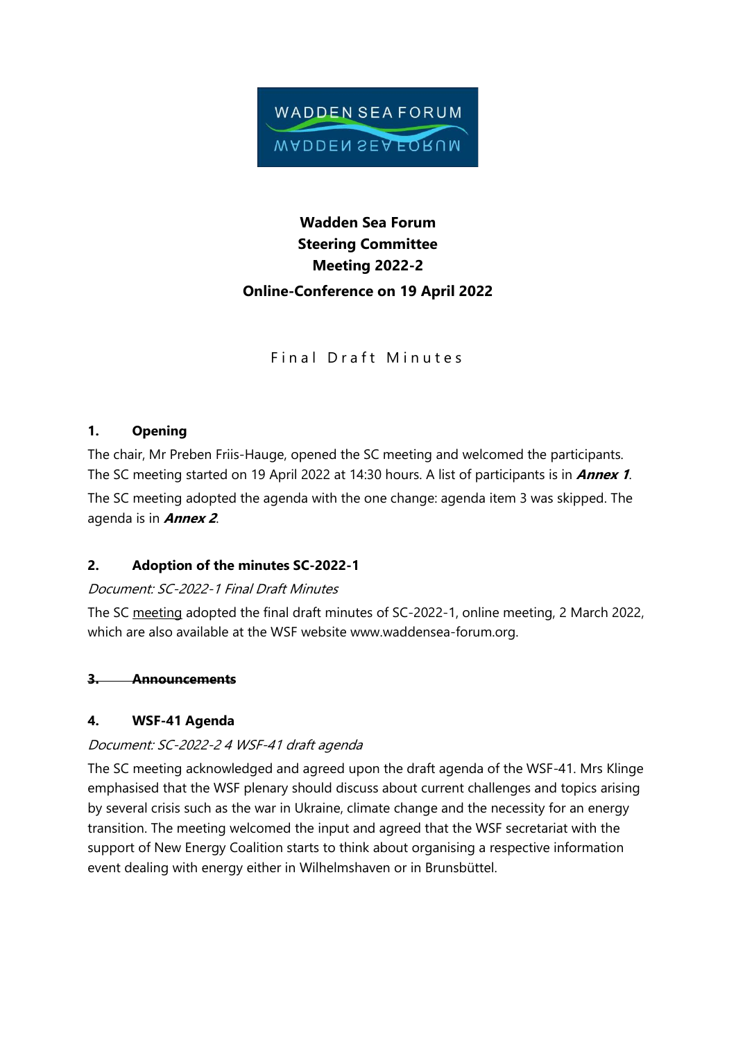**Wadden Sea Forum**
**Steering Committee**
**Meeting 2022-2**
**Online-Conference on 19 April 2022**

Final Draft Minutes

## 1. Opening

The chair, Mr Preben Friis-Hauge, opened the SC meeting and welcomed the participants. The SC meeting started on 19 April 2022 at 14:30 hours. A list of participants is in ***Annex 1***.

The SC meeting adopted the agenda with the one change: agenda item 3 was skipped. The agenda is in ***Annex 2***.

## 2. Adoption of the minutes SC-2022-1

*Document: SC-2022-1 Final Draft Minutes*

The SC meeting adopted the final draft minutes of SC-2022-1, online meeting, 2 March 2022, which are also available at the WSF website www.waddensea-forum.org.

## ~~3. Announcements~~

## 4. WSF-41 Agenda

*Document: SC-2022-2 4 WSF-41 draft agenda*

The SC meeting acknowledged and agreed upon the draft agenda of the WSF-41. Mrs Klinge emphasised that the WSF plenary should discuss about current challenges and topics arising by several crisis such as the war in Ukraine, climate change and the necessity for an energy transition. The meeting welcomed the input and agreed that the WSF secretariat with the support of New Energy Coalition starts to think about organising a respective information event dealing with energy either in Wilhelmshaven or in Brunsbüttel.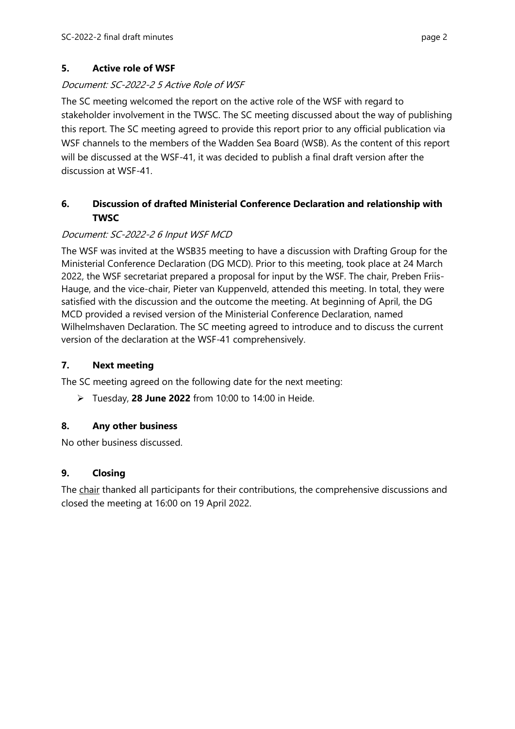## 5. Active role of WSF

*Document: SC-2022-2 5 Active Role of WSF*

The SC meeting welcomed the report on the active role of the WSF with regard to stakeholder involvement in the TWSC. The SC meeting discussed about the way of publishing this report. The SC meeting agreed to provide this report prior to any official publication via WSF channels to the members of the Wadden Sea Board (WSB). As the content of this report will be discussed at the WSF-41, it was decided to publish a final draft version after the discussion at WSF-41.

## 6. Discussion of drafted Ministerial Conference Declaration and relationship with TWSC

*Document: SC-2022-2 6 Input WSF MCD*

The WSF was invited at the WSB35 meeting to have a discussion with Drafting Group for the Ministerial Conference Declaration (DG MCD). Prior to this meeting, took place at 24 March 2022, the WSF secretariat prepared a proposal for input by the WSF. The chair, Preben Friis-Hauge, and the vice-chair, Pieter van Kuppenveld, attended this meeting. In total, they were satisfied with the discussion and the outcome the meeting. At beginning of April, the DG MCD provided a revised version of the Ministerial Conference Declaration, named Wilhelmshaven Declaration. The SC meeting agreed to introduce and to discuss the current version of the declaration at the WSF-41 comprehensively.

## 7. Next meeting

The SC meeting agreed on the following date for the next meeting:

- Tuesday, **28 June 2022** from 10:00 to 14:00 in Heide.

## 8. Any other business

No other business discussed.

## 9. Closing

The chair thanked all participants for their contributions, the comprehensive discussions and closed the meeting at 16:00 on 19 April 2022.